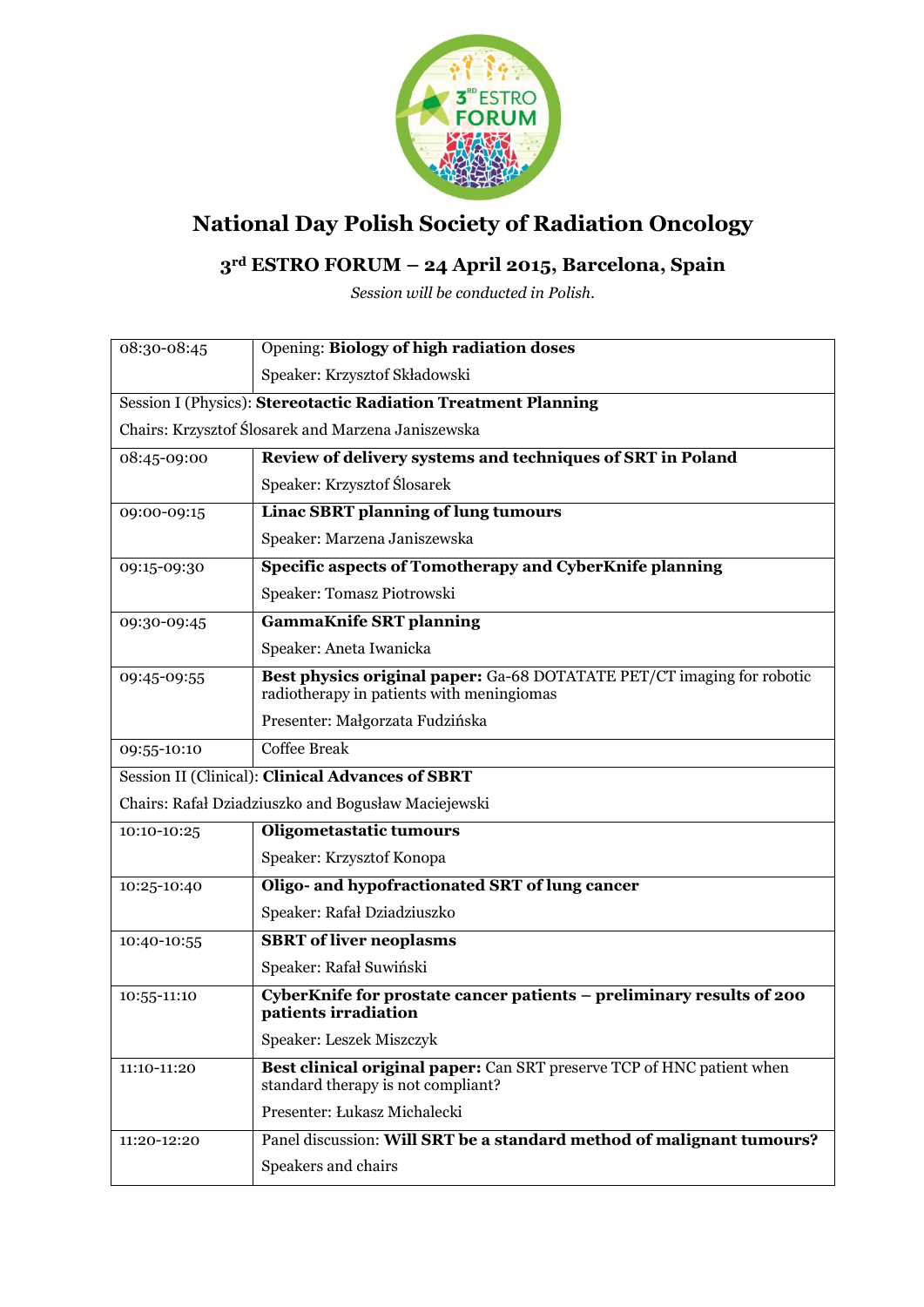# National Day Polish Society of Radiation Oncology

## 3rd ESTRO FORUM – 24 April 2015, Barcelona, Spain

*Session will be conducted in Polish.*

| | |
|---|---|
| 08:30-08:45 | Opening: **Biology of high radiation doses**<br>Speaker: Krzysztof Składowski |
| Session I (Physics): **Stereotactic Radiation Treatment Planning**<br>Chairs: Krzysztof Ślosarek and Marzena Janiszewska | |
| 08:45-09:00 | **Review of delivery systems and techniques of SRT in Poland**<br>Speaker: Krzysztof Ślosarek |
| 09:00-09:15 | **Linac SBRT planning of lung tumours**<br>Speaker: Marzena Janiszewska |
| 09:15-09:30 | **Specific aspects of Tomotherapy and CyberKnife planning**<br>Speaker: Tomasz Piotrowski |
| 09:30-09:45 | **GammaKnife SRT planning**<br>Speaker: Aneta Iwanicka |
| 09:45-09:55 | **Best physics original paper:** Ga-68 DOTATATE PET/CT imaging for robotic radiotherapy in patients with meningiomas<br>Presenter: Małgorzata Fudzińska |
| 09:55-10:10 | Coffee Break |
| Session II (Clinical): **Clinical Advances of SBRT**<br>Chairs: Rafał Dziadziuszko and Bogusław Maciejewski | |
| 10:10-10:25 | **Oligometastatic tumours**<br>Speaker: Krzysztof Konopa |
| 10:25-10:40 | **Oligo- and hypofractionated SRT of lung cancer**<br>Speaker: Rafał Dziadziuszko |
| 10:40-10:55 | **SBRT of liver neoplasms**<br>Speaker: Rafał Suwiński |
| 10:55-11:10 | **CyberKnife for prostate cancer patients – preliminary results of 200 patients irradiation**<br>Speaker: Leszek Miszczyk |
| 11:10-11:20 | **Best clinical original paper:** Can SRT preserve TCP of HNC patient when standard therapy is not compliant?<br>Presenter: Łukasz Michalecki |
| 11:20-12:20 | Panel discussion: **Will SRT be a standard method of malignant tumours?**<br>Speakers and chairs |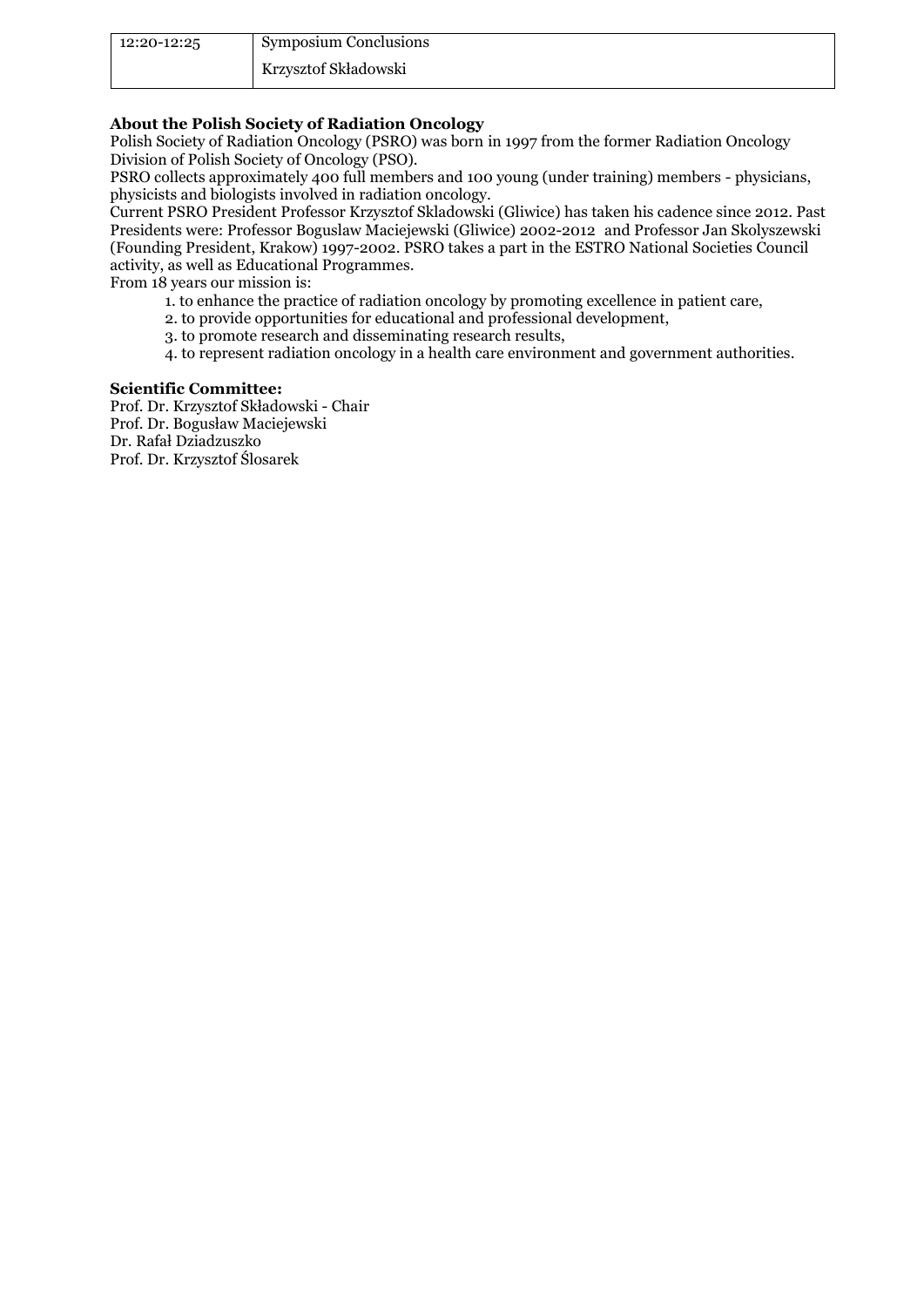| | |
|---|---|
| 12:20-12:25 | Symposium Conclusions<br>Krzysztof Składowski |

**About the Polish Society of Radiation Oncology**

Polish Society of Radiation Oncology (PSRO) was born in 1997 from the former Radiation Oncology Division of Polish Society of Oncology (PSO).

PSRO collects approximately 400 full members and 100 young (under training) members - physicians, physicists and biologists involved in radiation oncology.

Current PSRO President Professor Krzysztof Skladowski (Gliwice) has taken his cadence since 2012. Past Presidents were: Professor Boguslaw Maciejewski (Gliwice) 2002-2012 and Professor Jan Skolyszewski (Founding President, Krakow) 1997-2002. PSRO takes a part in the ESTRO National Societies Council activity, as well as Educational Programmes.

From 18 years our mission is:

1. to enhance the practice of radiation oncology by promoting excellence in patient care,
2. to provide opportunities for educational and professional development,
3. to promote research and disseminating research results,
4. to represent radiation oncology in a health care environment and government authorities.

**Scientific Committee:**

Prof. Dr. Krzysztof Składowski - Chair
Prof. Dr. Bogusław Maciejewski
Dr. Rafał Dziadzuszko
Prof. Dr. Krzysztof Ślosarek